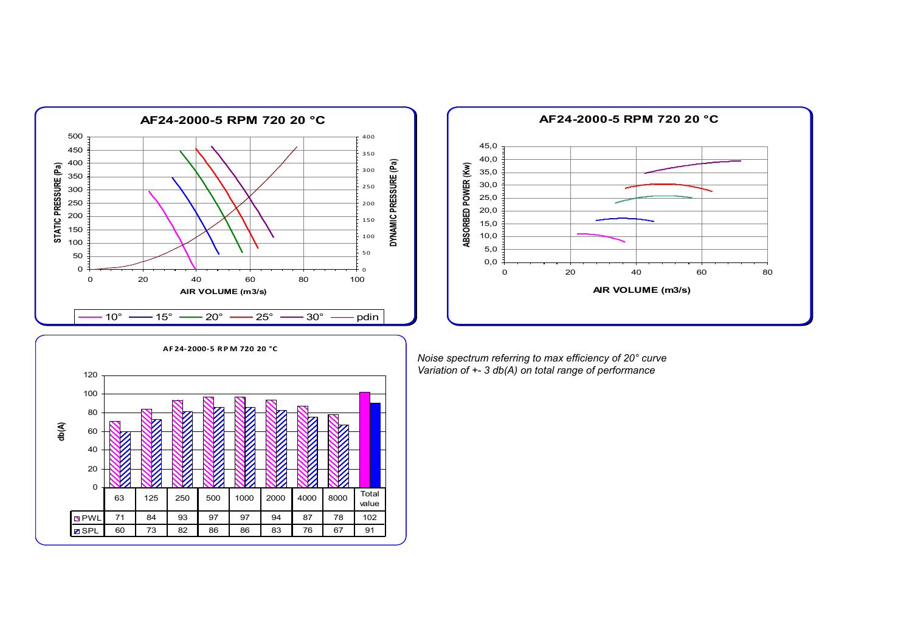## AF24-2000-5 RPM 720 20 °C

STATIC PRESSURE (Pa) / DYNAMIC PRESSURE (Pa) vs AIR VOLUME (m3/s)

10° — 15° — 20° — 25° — 30° — pdin

## AF24-2000-5 RPM 720 20 °C

ABSORBED POWER (Kw) vs AIR VOLUME (m3/s)

## AF24-2000-5 RPM 720 20 °C

| db(A) | 63 | 125 | 250 | 500 | 1000 | 2000 | 4000 | 8000 | Total value |
|---|---|---|---|---|---|---|---|---|---|
| PWL | 71 | 84 | 93 | 97 | 97 | 94 | 87 | 78 | 102 |
| SPL | 60 | 73 | 82 | 86 | 86 | 83 | 76 | 67 | 91 |

*Noise spectrum referring to max efficiency of 20° curve*
*Variation of +- 3 db(A) on total range of performance*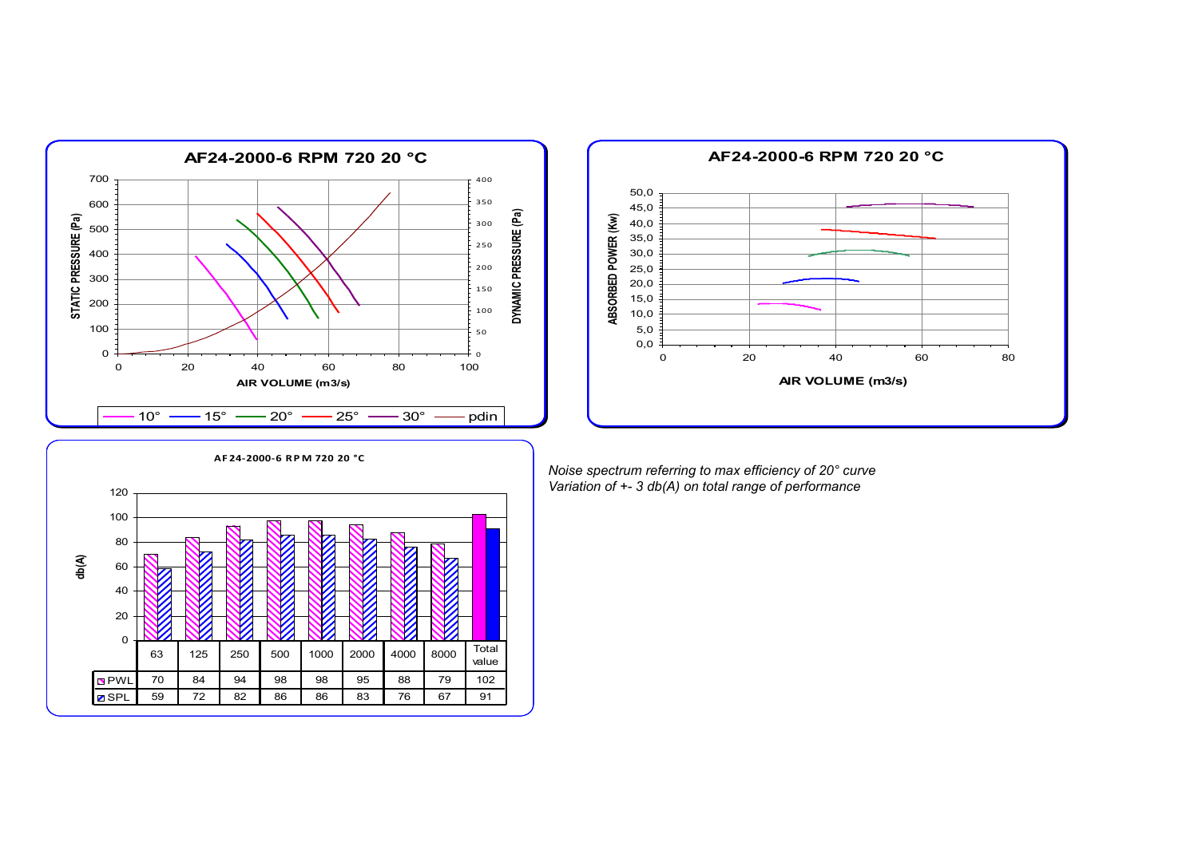**AF24-2000-6 RPM 720 20 °C**

STATIC PRESSURE (Pa) / DYNAMIC PRESSURE (Pa) vs AIR VOLUME (m3/s)

Legend: 10°, 15°, 20°, 25°, 30°, pdin

**AF24-2000-6 RPM 720 20 °C**

ABSORBED POWER (Kw) vs AIR VOLUME (m3/s)

**AF24-2000-6 RPM 720 20 °C**

db(A)

| | 63 | 125 | 250 | 500 | 1000 | 2000 | 4000 | 8000 | Total value |
|---|---|---|---|---|---|---|---|---|---|
| PWL | 70 | 84 | 94 | 98 | 98 | 95 | 88 | 79 | 102 |
| SPL | 59 | 72 | 82 | 86 | 86 | 83 | 76 | 67 | 91 |

*Noise spectrum referring to max efficiency of 20° curve*
*Variation of +- 3 db(A) on total range of performance*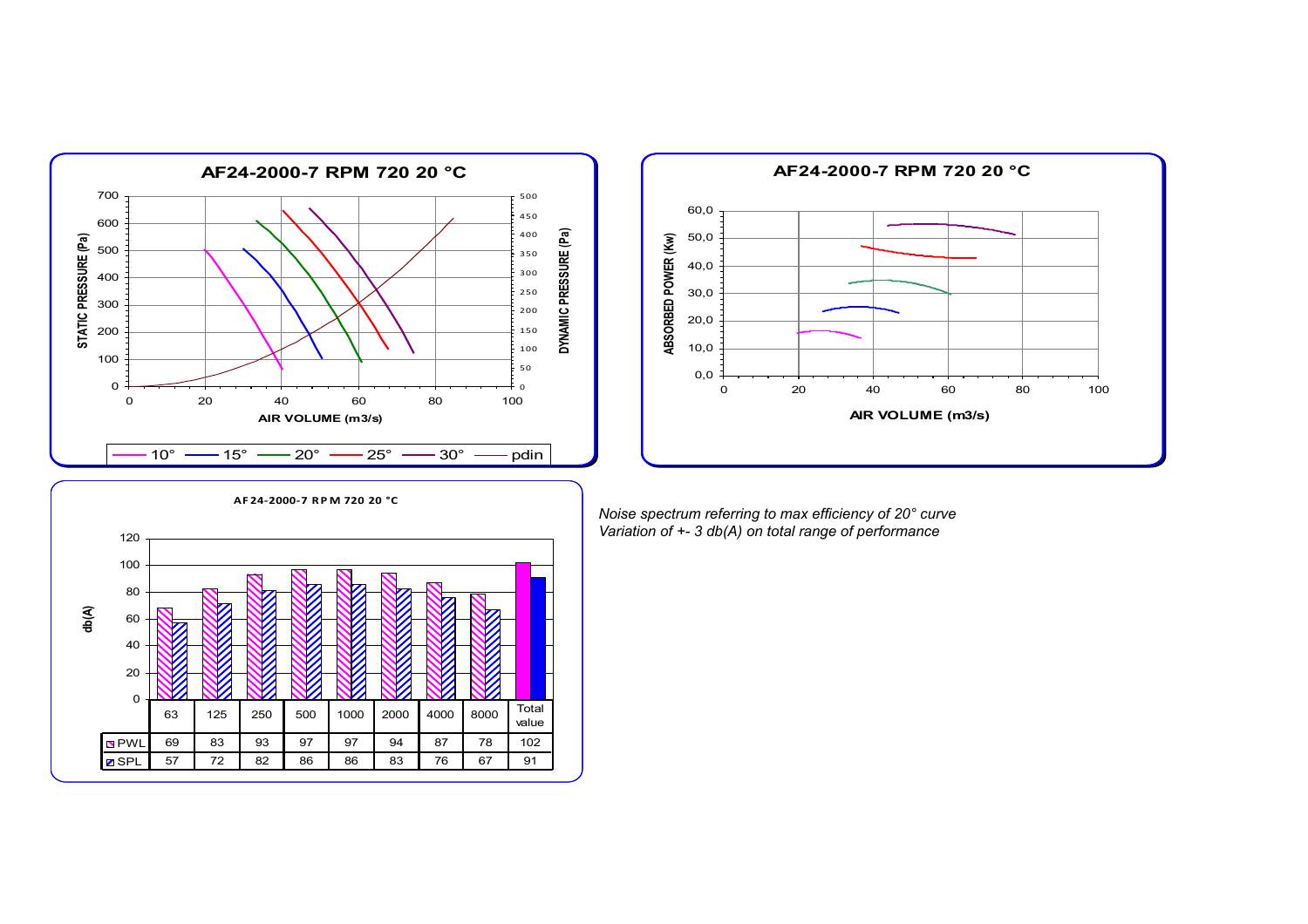## AF24-2000-7 RPM 720 20 °C

STATIC PRESSURE (Pa) / DYNAMIC PRESSURE (Pa) vs AIR VOLUME (m3/s)

Legend: 10° — 15° — 20° — 25° — 30° — pdin

## AF24-2000-7 RPM 720 20 °C

ABSORBED POWER (Kw) vs AIR VOLUME (m3/s)

## AF24-2000-7 RPM 720 20 °C

db(A)

| | 63 | 125 | 250 | 500 | 1000 | 2000 | 4000 | 8000 | Total value |
|---|---|---|---|---|---|---|---|---|---|
| PWL | 69 | 83 | 93 | 97 | 97 | 94 | 87 | 78 | 102 |
| SPL | 57 | 72 | 82 | 86 | 86 | 83 | 76 | 67 | 91 |

*Noise spectrum referring to max efficiency of 20° curve*
*Variation of +- 3 db(A) on total range of performance*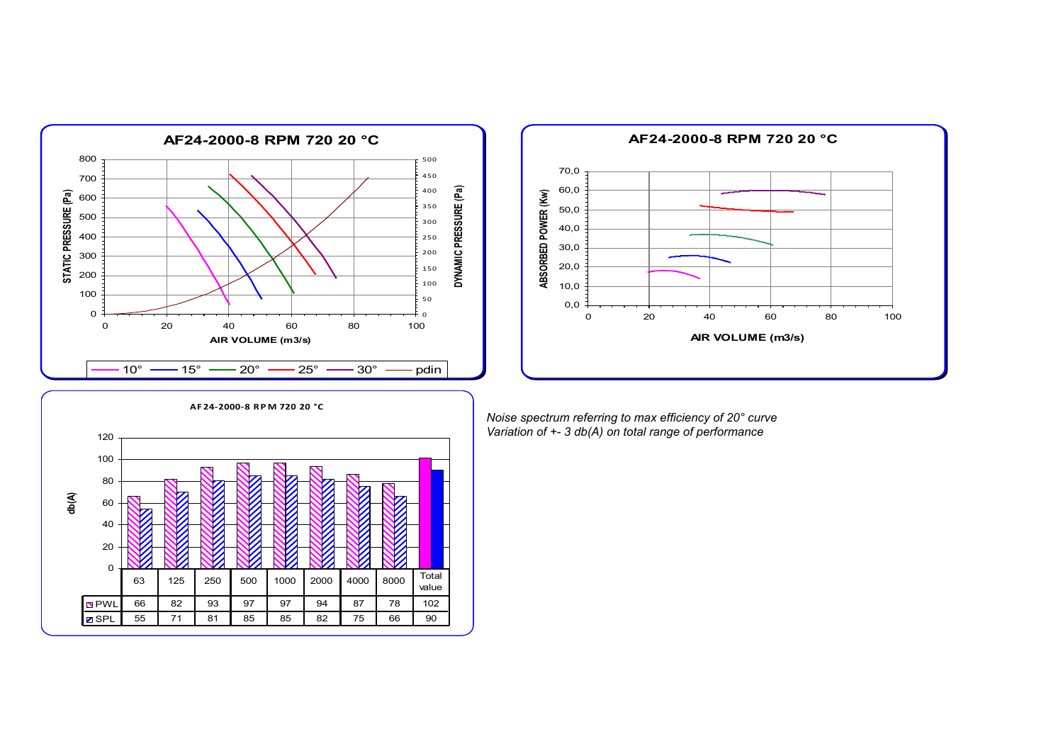**AF24-2000-8 RPM 720 20 °C**

STATIC PRESSURE (Pa) / DYNAMIC PRESSURE (Pa) / AIR VOLUME (m3/s)

10° — 15° — 20° — 25° — 30° — pdin

**AF24-2000-8 RPM 720 20 °C**

ABSORBED POWER (Kw) / AIR VOLUME (m3/s)

**AF24-2000-8 RPM 720 20 °C**

db(A)

| | 63 | 125 | 250 | 500 | 1000 | 2000 | 4000 | 8000 | Total value |
|---|---|---|---|---|---|---|---|---|---|
| PWL | 66 | 82 | 93 | 97 | 97 | 94 | 87 | 78 | 102 |
| SPL | 55 | 71 | 81 | 85 | 85 | 82 | 75 | 66 | 90 |

*Noise spectrum referring to max efficiency of 20° curve*
*Variation of +- 3 db(A) on total range of performance*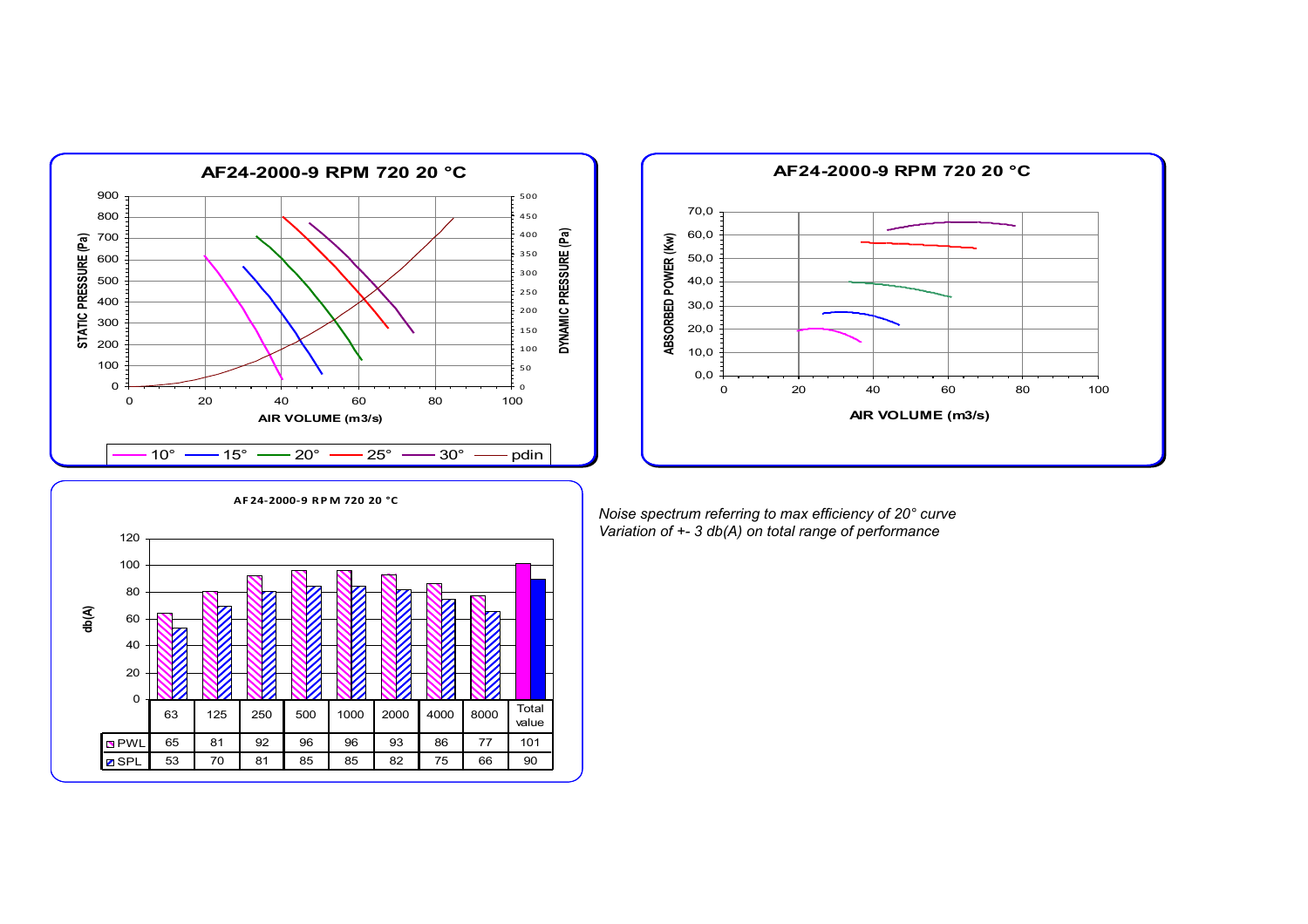## AF24-2000-9 RPM 720 20 °C

STATIC PRESSURE (Pa) / DYNAMIC PRESSURE (Pa) vs AIR VOLUME (m3/s)

Legend: 10°, 15°, 20°, 25°, 30°, pdin

## AF24-2000-9 RPM 720 20 °C

ABSORBED POWER (Kw) vs AIR VOLUME (m3/s)

## AF24-2000-9 RPM 720 20 °C

db(A)

| | 63 | 125 | 250 | 500 | 1000 | 2000 | 4000 | 8000 | Total value |
|---|---|---|---|---|---|---|---|---|---|
| PWL | 65 | 81 | 92 | 96 | 96 | 93 | 86 | 77 | 101 |
| SPL | 53 | 70 | 81 | 85 | 85 | 82 | 75 | 66 | 90 |

*Noise spectrum referring to max efficiency of 20° curve*
*Variation of +- 3 db(A) on total range of performance*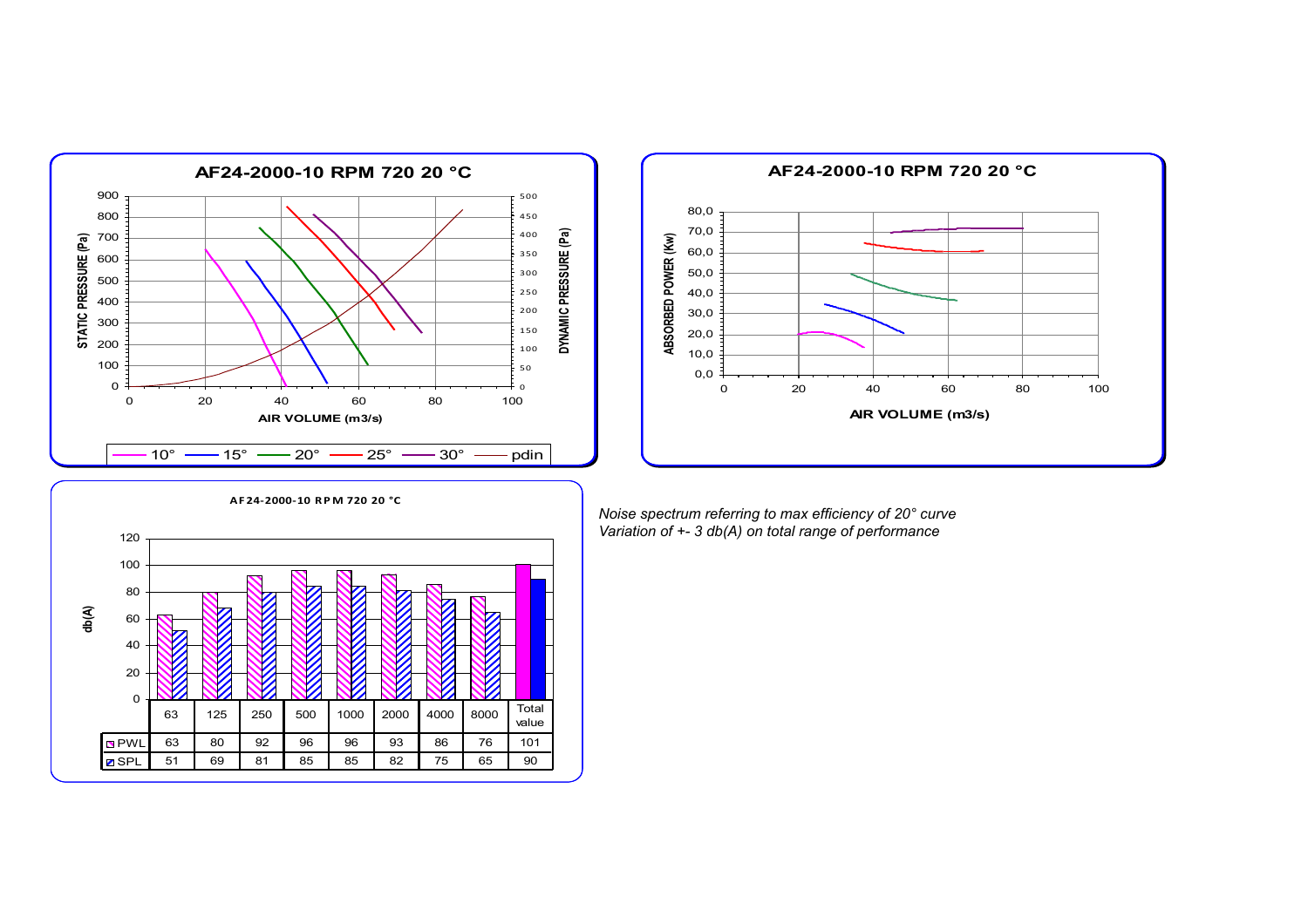## AF24-2000-10 RPM 720 20 °C

STATIC PRESSURE (Pa) / DYNAMIC PRESSURE (Pa) vs AIR VOLUME (m3/s)

Legend: 10°, 15°, 20°, 25°, 30°, pdin

## AF24-2000-10 RPM 720 20 °C

ABSORBED POWER (Kw) vs AIR VOLUME (m3/s)

## AF24-2000-10 RPM 720 20 °C

db(A)

| | 63 | 125 | 250 | 500 | 1000 | 2000 | 4000 | 8000 | Total value |
|---|---|---|---|---|---|---|---|---|---|
| PWL | 63 | 80 | 92 | 96 | 96 | 93 | 86 | 76 | 101 |
| SPL | 51 | 69 | 81 | 85 | 85 | 82 | 75 | 65 | 90 |

*Noise spectrum referring to max efficiency of 20° curve*
*Variation of +- 3 db(A) on total range of performance*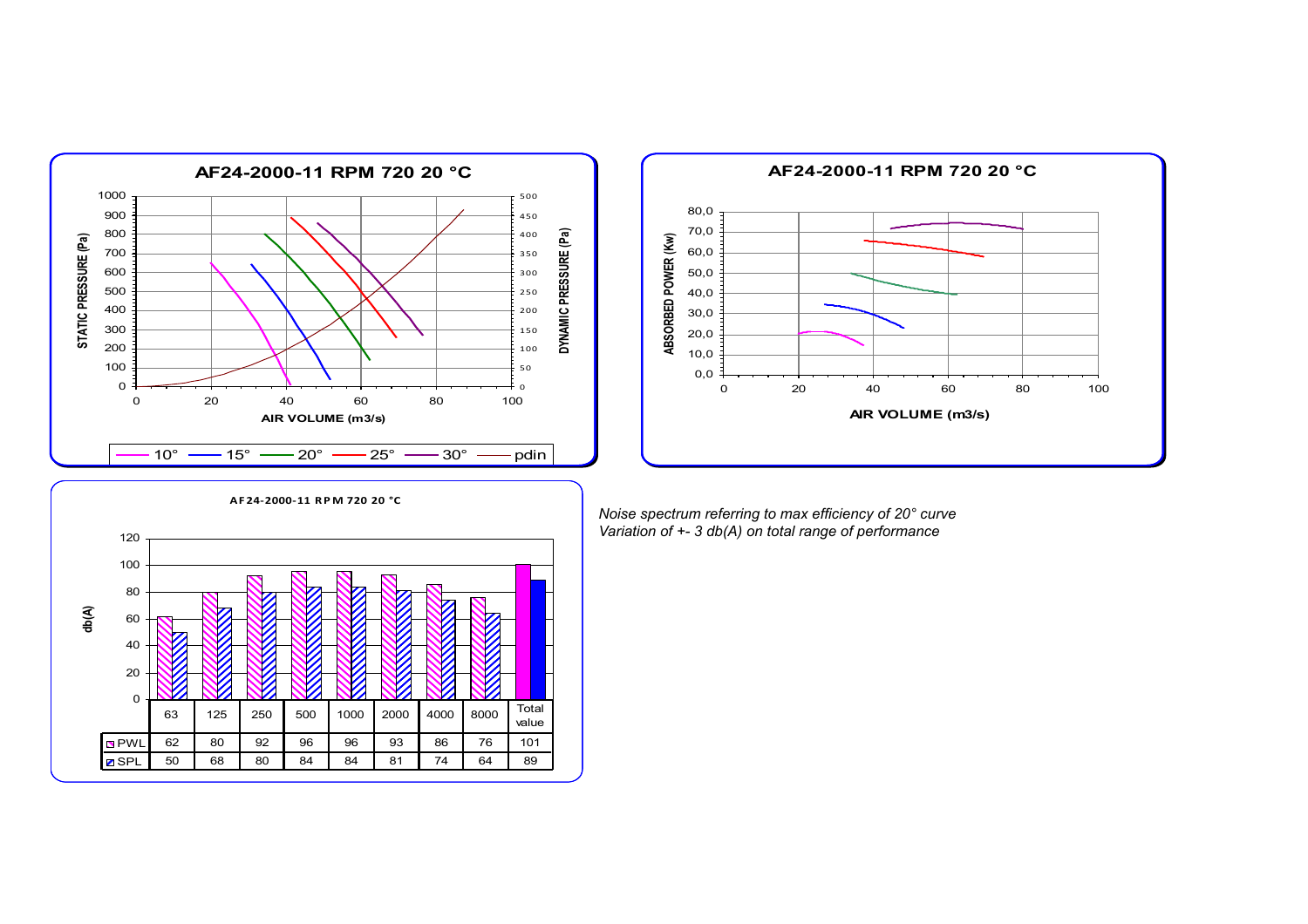## AF24-2000-11 RPM 720 20 °C

STATIC PRESSURE (Pa) / DYNAMIC PRESSURE (Pa) vs AIR VOLUME (m3/s)

Legend: 10° — 15° — 20° — 25° — 30° — pdin

## AF24-2000-11 RPM 720 20 °C

ABSORBED POWER (Kw) vs AIR VOLUME (m3/s)

## AF24-2000-11 RPM 720 20 °C

db(A)

| | 63 | 125 | 250 | 500 | 1000 | 2000 | 4000 | 8000 | Total value |
|---|---|---|---|---|---|---|---|---|---|
| PWL | 62 | 80 | 92 | 96 | 96 | 93 | 86 | 76 | 101 |
| SPL | 50 | 68 | 80 | 84 | 84 | 81 | 74 | 64 | 89 |

*Noise spectrum referring to max efficiency of 20° curve*
*Variation of +- 3 db(A) on total range of performance*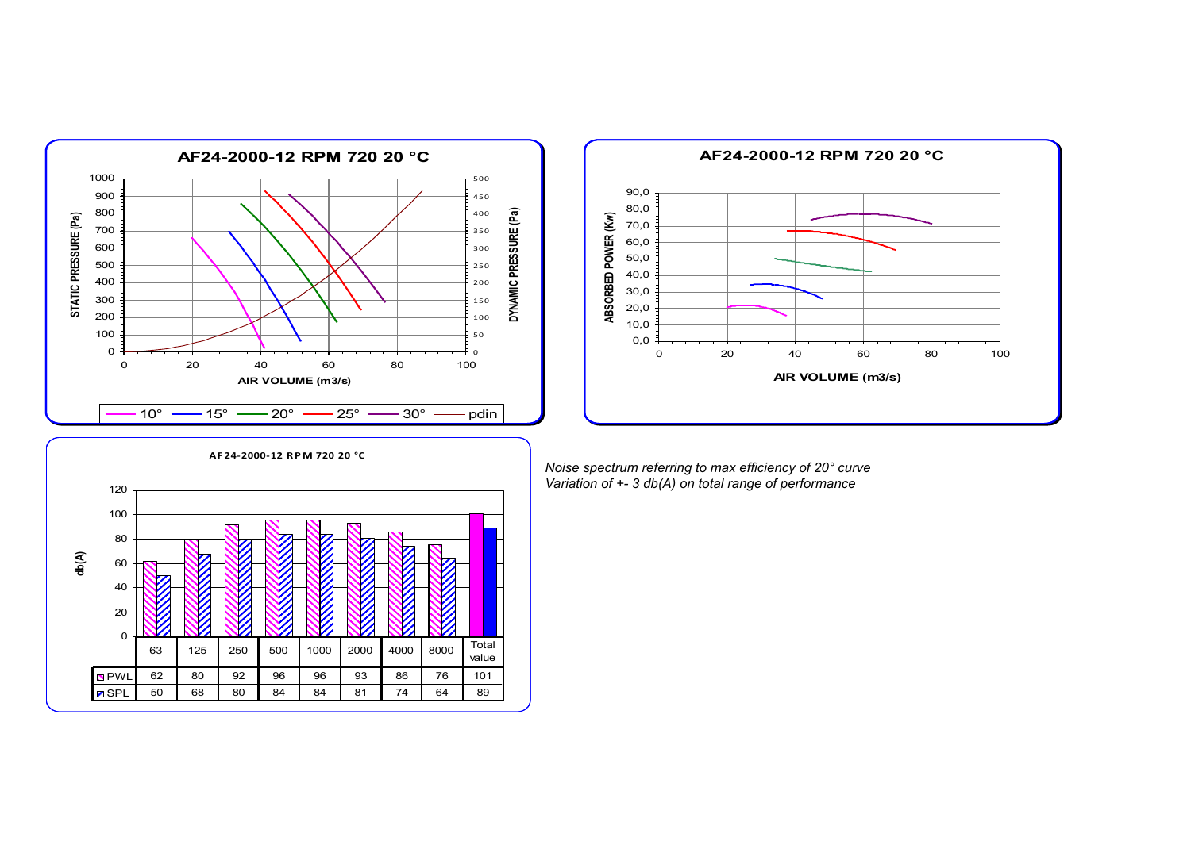AF24-2000-12 RPM 720 20 °C

STATIC PRESSURE (Pa)

1000
900
800
700
600
500
400
300
200
100
0

DYNAMIC PRESSURE (Pa)

500
450
400
350
300
250
200
150
100
50
0

0 20 40 60 80 100

AIR VOLUME (m3/s)

10° 15° 20° 25° 30° pdin

AF24-2000-12 RPM 720 20 °C

ABSORBED POWER (Kw)

90,0
80,0
70,0
60,0
50,0
40,0
30,0
20,0
10,0
0,0

0 20 40 60 80 100

AIR VOLUME (m3/s)

AF24-2000-12 RPM 720 20 °C

db(A)

120
100
80
60
40
20
0

| | 63 | 125 | 250 | 500 | 1000 | 2000 | 4000 | 8000 | Total value |
|---|---|---|---|---|---|---|---|---|---|
| PWL | 62 | 80 | 92 | 96 | 96 | 93 | 86 | 76 | 101 |
| SPL | 50 | 68 | 80 | 84 | 84 | 81 | 74 | 64 | 89 |

*Noise spectrum referring to max efficiency of 20° curve*
*Variation of +- 3 db(A) on total range of performance*